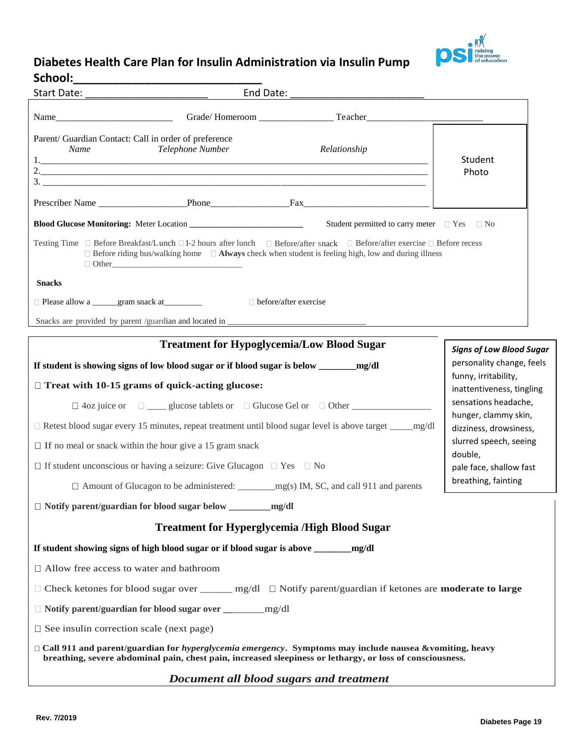# Diabetes Health Care Plan for Insulin Administration via Insulin Pump

**School:______________________________**

Start Date: ______________________ End Date: ________________________

Name________________________ Grade/ Homeroom _______________ Teacher________________________

Parent/ Guardian Contact: Call in order of preference

*Name* *Telephone Number* *Relationship*

1.______________________________________________________________________________

2.______________________________________________________________________________

3. ______________________________________________________________________________

Student Photo

Prescriber Name __________________Phone________________Fax__________________________

**Blood Glucose Monitoring:** Meter Location __________________________ Student permitted to carry meter □ Yes □ No

Testing Time □ Before Breakfast/Lunch □ 1-2 hours after lunch □ Before/after snack □ Before/after exercise □ Before recess
□ Before riding bus/walking home □ **Always** check when student is feeling high, low and during illness
□ Other______________________________

**Snacks**

□ Please allow a ______gram snack at_________ □ before/after exercise

Snacks are provided by parent /guardian and located in _______________________________

## Treatment for Hypoglycemia/Low Blood Sugar

***Signs of Low Blood Sugar***
personality change, feels funny, irritability, inattentiveness, tingling sensations headache, hunger, clammy skin, dizziness, drowsiness, slurred speech, seeing double, pale face, shallow fast breathing, fainting

**If student is showing signs of low blood sugar or if blood sugar is below _______mg/dl**

□ **Treat with 10-15 grams of quick-acting glucose:**

□ 4oz juice or □ ____ glucose tablets or □ Glucose Gel or □ Other ________________

□ Retest blood sugar every 15 minutes, repeat treatment until blood sugar level is above target _____mg/dl

□ If no meal or snack within the hour give a 15 gram snack

□ If student unconscious or having a seizure: Give Glucagon □ Yes □ No

□ Amount of Glucagon to be administered: ________mg(s) IM, SC, and call 911 and parents

□ **Notify parent/guardian for blood sugar below ________mg/dl**

## Treatment for Hyperglycemia /High Blood Sugar

**If student showing signs of high blood sugar or if blood sugar is above _______mg/dl**

□ Allow free access to water and bathroom

□ Check ketones for blood sugar over ______ mg/dl □ Notify parent/guardian if ketones are **moderate to large**

□ **Notify parent/guardian for blood sugar over ________**mg/dl

□ See insulin correction scale (next page)

□ **Call 911 and parent/guardian for *hyperglycemia emergency*. Symptoms may include nausea &vomiting, heavy breathing, severe abdominal pain, chest pain, increased sleepiness or lethargy, or loss of consciousness.**

***Document all blood sugars and treatment***

Rev. 7/2019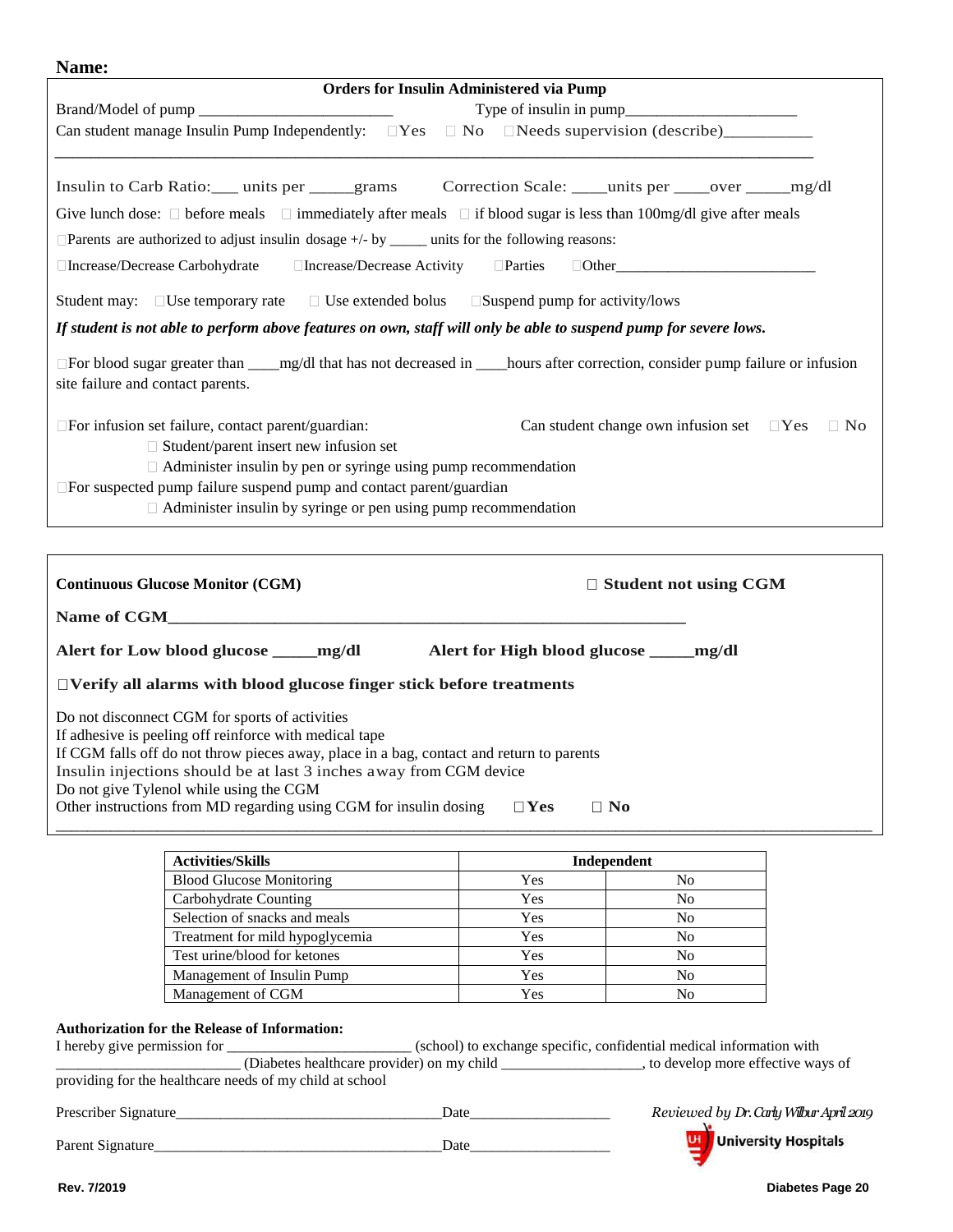**Name:**

## Orders for Insulin Administered via Pump

Brand/Model of pump ________________________ Type of insulin in pump_____________________

Can student manage Insulin Pump Independently: ☐Yes ☐ No ☐Needs supervision (describe)__________

_______________________________________________________________________________

Insulin to Carb Ratio:___ units per _____grams Correction Scale: ____units per ____over _____mg/dl

Give lunch dose: ☐ before meals ☐ immediately after meals ☐ if blood sugar is less than 100mg/dl give after meals

☐Parents are authorized to adjust insulin dosage +/- by _____ units for the following reasons:

☐Increase/Decrease Carbohydrate ☐Increase/Decrease Activity ☐Parties ☐Other__________________________

Student may: ☐Use temporary rate ☐ Use extended bolus ☐Suspend pump for activity/lows

***If student is not able to perform above features on own, staff will only be able to suspend pump for severe lows.***

☐For blood sugar greater than ____mg/dl that has not decreased in ____hours after correction, consider pump failure or infusion site failure and contact parents.

☐For infusion set failure, contact parent/guardian: Can student change own infusion set ☐Yes ☐ No

- ☐ Student/parent insert new infusion set
- ☐ Administer insulin by pen or syringe using pump recommendation

☐For suspected pump failure suspend pump and contact parent/guardian

- ☐ Administer insulin by syringe or pen using pump recommendation

**Continuous Glucose Monitor (CGM)** **☐ Student not using CGM**

**Name of CGM**______________________________________________________________

**Alert for Low blood glucose _____mg/dl** **Alert for High blood glucose _____mg/dl**

**☐Verify all alarms with blood glucose finger stick before treatments**

Do not disconnect CGM for sports of activities
If adhesive is peeling off reinforce with medical tape
If CGM falls off do not throw pieces away, place in a bag, contact and return to parents
Insulin injections should be at last 3 inches away from CGM device
Do not give Tylenol while using the CGM
Other instructions from MD regarding using CGM for insulin dosing **☐Yes** **☐ No**

| Activities/Skills | Independent | |
|---|---|---|
| Blood Glucose Monitoring | Yes | No |
| Carbohydrate Counting | Yes | No |
| Selection of snacks and meals | Yes | No |
| Treatment for mild hypoglycemia | Yes | No |
| Test urine/blood for ketones | Yes | No |
| Management of Insulin Pump | Yes | No |
| Management of CGM | Yes | No |

**Authorization for the Release of Information:**

I hereby give permission for ________________________ (school) to exchange specific, confidential medical information with ________________________ (Diabetes healthcare provider) on my child __________________, to develop more effective ways of providing for the healthcare needs of my child at school

Prescriber Signature___________________________________ Date__________________

Parent Signature______________________________________ Date__________________

*Reviewed by Dr. Carly Wilbur April 2019*

University Hospitals

Rev. 7/2019